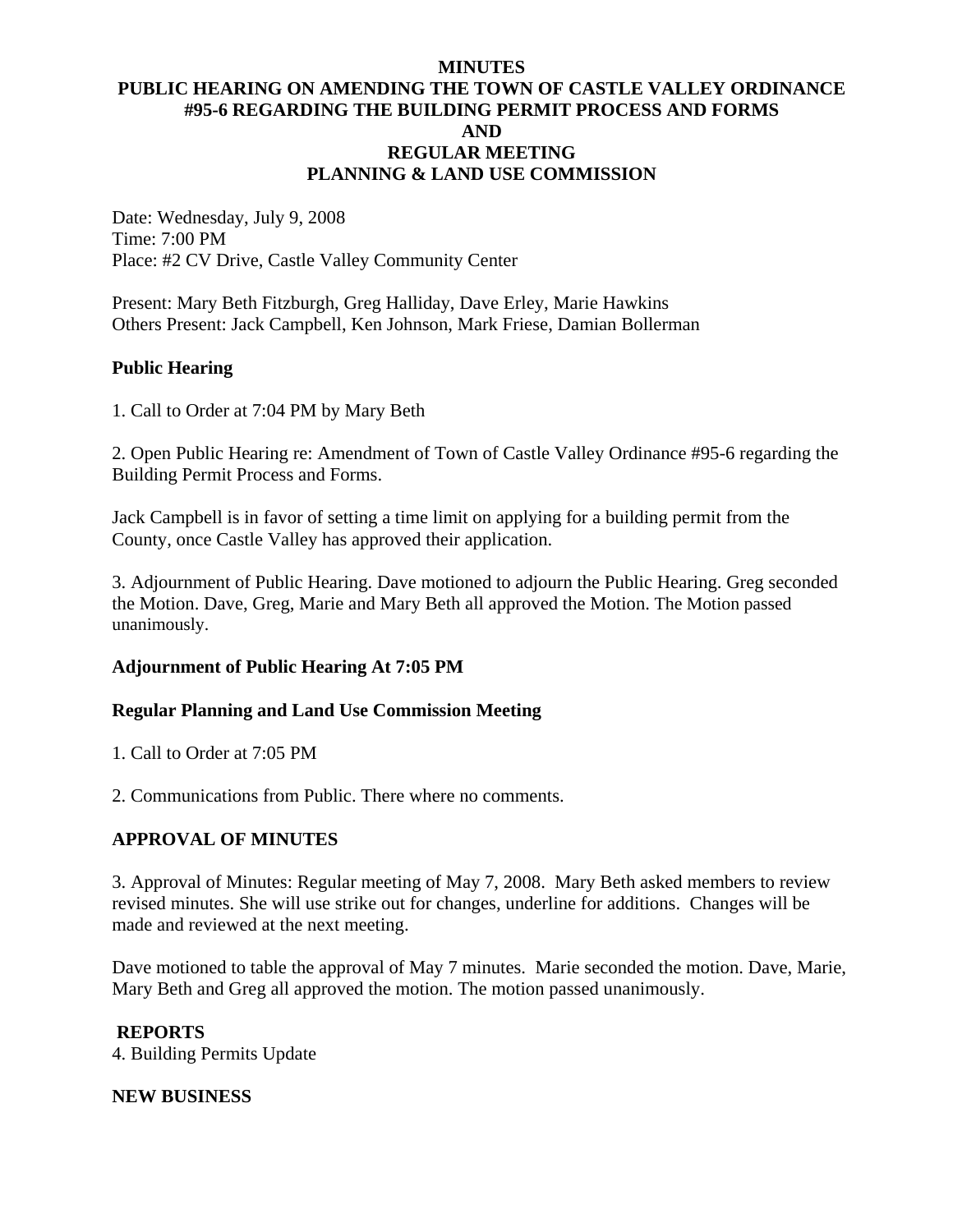# MINUTES
# PUBLIC HEARING ON AMENDING THE TOWN OF CASTLE VALLEY ORDINANCE #95-6 REGARDING THE BUILDING PERMIT PROCESS AND FORMS
# AND
# REGULAR MEETING
# PLANNING & LAND USE COMMISSION

Date: Wednesday, July 9, 2008
Time: 7:00 PM
Place: #2 CV Drive, Castle Valley Community Center

Present: Mary Beth Fitzburgh, Greg Halliday, Dave Erley, Marie Hawkins
Others Present: Jack Campbell, Ken Johnson, Mark Friese, Damian Bollerman

**Public Hearing**

1. Call to Order at 7:04 PM by Mary Beth

2. Open Public Hearing re: Amendment of Town of Castle Valley Ordinance #95-6 regarding the Building Permit Process and Forms.

Jack Campbell is in favor of setting a time limit on applying for a building permit from the County, once Castle Valley has approved their application.

3. Adjournment of Public Hearing. Dave motioned to adjourn the Public Hearing. Greg seconded the Motion. Dave, Greg, Marie and Mary Beth all approved the Motion. The Motion passed unanimously.

**Adjournment of Public Hearing At 7:05 PM**

**Regular Planning and Land Use Commission Meeting**

1. Call to Order at 7:05 PM

2. Communications from Public. There where no comments.

**APPROVAL OF MINUTES**

3. Approval of Minutes: Regular meeting of May 7, 2008. Mary Beth asked members to review revised minutes. She will use strike out for changes, underline for additions. Changes will be made and reviewed at the next meeting.

Dave motioned to table the approval of May 7 minutes. Marie seconded the motion. Dave, Marie, Mary Beth and Greg all approved the motion. The motion passed unanimously.

**REPORTS**

4. Building Permits Update

**NEW BUSINESS**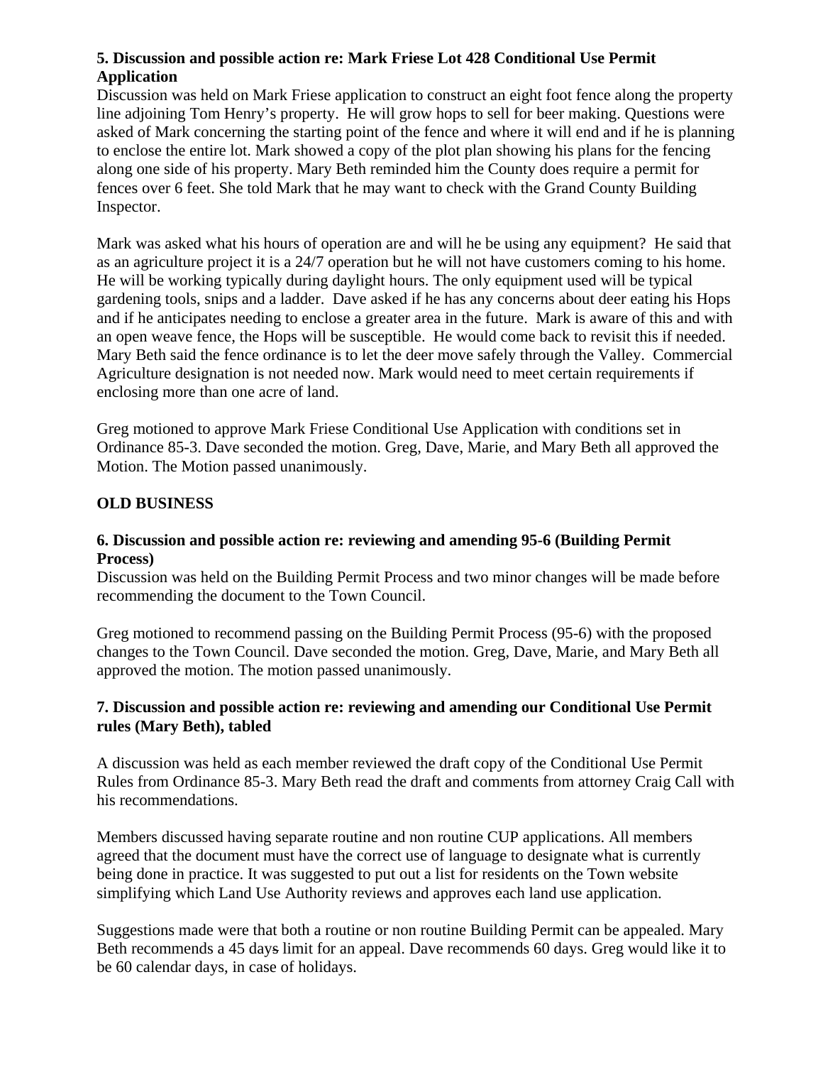**5. Discussion and possible action re: Mark Friese Lot 428 Conditional Use Permit Application**

Discussion was held on Mark Friese application to construct an eight foot fence along the property line adjoining Tom Henry's property. He will grow hops to sell for beer making. Questions were asked of Mark concerning the starting point of the fence and where it will end and if he is planning to enclose the entire lot. Mark showed a copy of the plot plan showing his plans for the fencing along one side of his property. Mary Beth reminded him the County does require a permit for fences over 6 feet. She told Mark that he may want to check with the Grand County Building Inspector.

Mark was asked what his hours of operation are and will he be using any equipment? He said that as an agriculture project it is a 24/7 operation but he will not have customers coming to his home. He will be working typically during daylight hours. The only equipment used will be typical gardening tools, snips and a ladder. Dave asked if he has any concerns about deer eating his Hops and if he anticipates needing to enclose a greater area in the future. Mark is aware of this and with an open weave fence, the Hops will be susceptible. He would come back to revisit this if needed. Mary Beth said the fence ordinance is to let the deer move safely through the Valley. Commercial Agriculture designation is not needed now. Mark would need to meet certain requirements if enclosing more than one acre of land.

Greg motioned to approve Mark Friese Conditional Use Application with conditions set in Ordinance 85-3. Dave seconded the motion. Greg, Dave, Marie, and Mary Beth all approved the Motion. The Motion passed unanimously.

**OLD BUSINESS**

**6. Discussion and possible action re: reviewing and amending 95-6 (Building Permit Process)**

Discussion was held on the Building Permit Process and two minor changes will be made before recommending the document to the Town Council.

Greg motioned to recommend passing on the Building Permit Process (95-6) with the proposed changes to the Town Council. Dave seconded the motion. Greg, Dave, Marie, and Mary Beth all approved the motion. The motion passed unanimously.

**7. Discussion and possible action re: reviewing and amending our Conditional Use Permit rules (Mary Beth), tabled**

A discussion was held as each member reviewed the draft copy of the Conditional Use Permit Rules from Ordinance 85-3. Mary Beth read the draft and comments from attorney Craig Call with his recommendations.

Members discussed having separate routine and non routine CUP applications. All members agreed that the document must have the correct use of language to designate what is currently being done in practice. It was suggested to put out a list for residents on the Town website simplifying which Land Use Authority reviews and approves each land use application.

Suggestions made were that both a routine or non routine Building Permit can be appealed. Mary Beth recommends a 45 days limit for an appeal. Dave recommends 60 days. Greg would like it to be 60 calendar days, in case of holidays.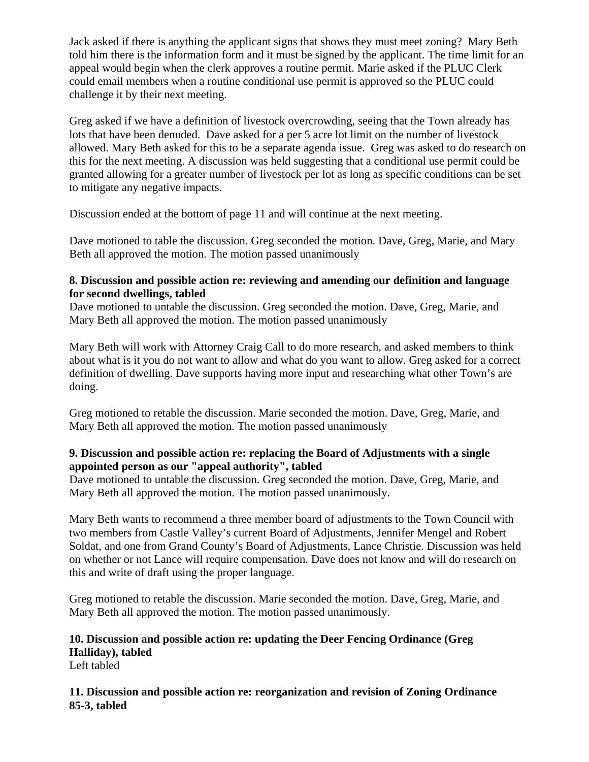Jack asked if there is anything the applicant signs that shows they must meet zoning? Mary Beth told him there is the information form and it must be signed by the applicant. The time limit for an appeal would begin when the clerk approves a routine permit. Marie asked if the PLUC Clerk could email members when a routine conditional use permit is approved so the PLUC could challenge it by their next meeting.

Greg asked if we have a definition of livestock overcrowding, seeing that the Town already has lots that have been denuded. Dave asked for a per 5 acre lot limit on the number of livestock allowed. Mary Beth asked for this to be a separate agenda issue. Greg was asked to do research on this for the next meeting. A discussion was held suggesting that a conditional use permit could be granted allowing for a greater number of livestock per lot as long as specific conditions can be set to mitigate any negative impacts.

Discussion ended at the bottom of page 11 and will continue at the next meeting.

Dave motioned to table the discussion. Greg seconded the motion. Dave, Greg, Marie, and Mary Beth all approved the motion. The motion passed unanimously

**8. Discussion and possible action re: reviewing and amending our definition and language for second dwellings, tabled**

Dave motioned to untable the discussion. Greg seconded the motion. Dave, Greg, Marie, and Mary Beth all approved the motion. The motion passed unanimously

Mary Beth will work with Attorney Craig Call to do more research, and asked members to think about what is it you do not want to allow and what do you want to allow. Greg asked for a correct definition of dwelling. Dave supports having more input and researching what other Town's are doing.

Greg motioned to retable the discussion. Marie seconded the motion. Dave, Greg, Marie, and Mary Beth all approved the motion. The motion passed unanimously

**9. Discussion and possible action re: replacing the Board of Adjustments with a single appointed person as our "appeal authority", tabled**

Dave motioned to untable the discussion. Greg seconded the motion. Dave, Greg, Marie, and Mary Beth all approved the motion. The motion passed unanimously.

Mary Beth wants to recommend a three member board of adjustments to the Town Council with two members from Castle Valley's current Board of Adjustments, Jennifer Mengel and Robert Soldat, and one from Grand County's Board of Adjustments, Lance Christie. Discussion was held on whether or not Lance will require compensation. Dave does not know and will do research on this and write of draft using the proper language.

Greg motioned to retable the discussion. Marie seconded the motion. Dave, Greg, Marie, and Mary Beth all approved the motion. The motion passed unanimously.

**10. Discussion and possible action re: updating the Deer Fencing Ordinance (Greg Halliday), tabled**

Left tabled

**11. Discussion and possible action re: reorganization and revision of Zoning Ordinance 85-3, tabled**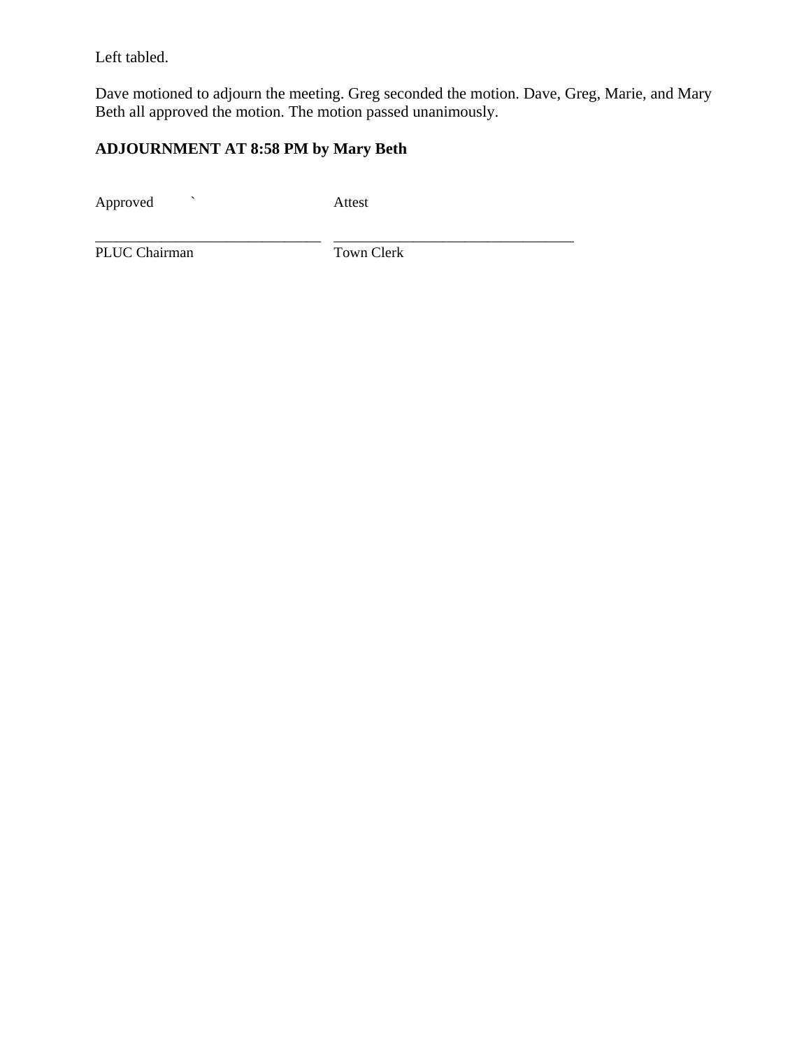Left tabled.

Dave motioned to adjourn the meeting. Greg seconded the motion. Dave, Greg, Marie, and Mary Beth all approved the motion. The motion passed unanimously.

**ADJOURNMENT AT 8:58 PM by Mary Beth**

| | |
|---|---|
| Approved ` | Attest |
| _______________________________ | _________________________________ |
| PLUC Chairman | Town Clerk |